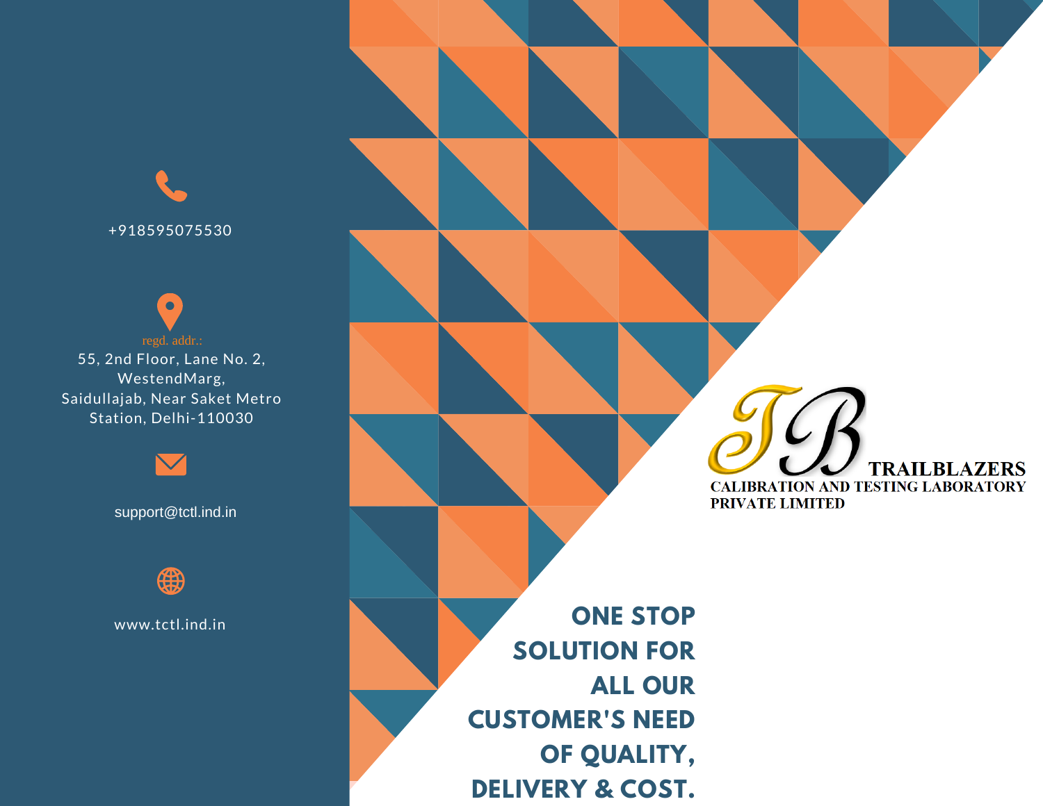+918595075530

regd. addr.:
55, 2nd Floor, Lane No. 2,
WestendMarg,
Saidullajab, Near Saket Metro
Station, Delhi-110030

support@tctl.ind.in

www.tctl.ind.in

# TB TRAILBLAZERS

**CALIBRATION AND TESTING LABORATORY PRIVATE LIMITED**

## ONE STOP SOLUTION FOR ALL OUR CUSTOMER'S NEED OF QUALITY, DELIVERY & COST.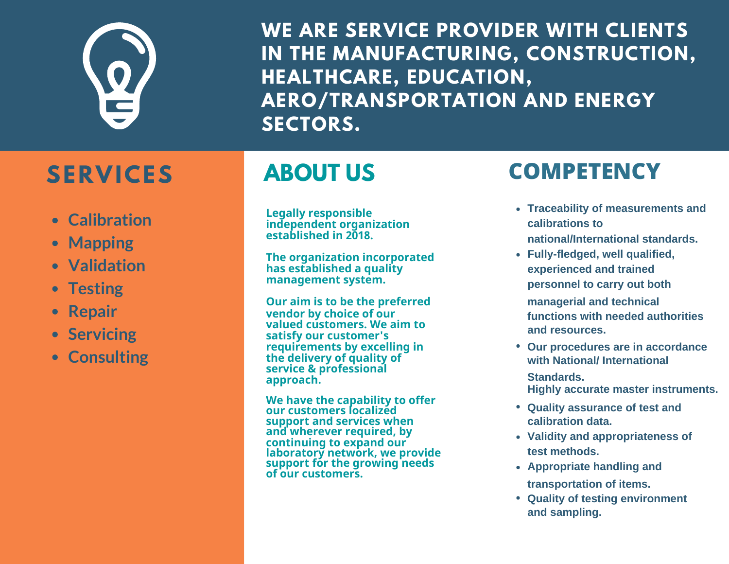# WE ARE SERVICE PROVIDER WITH CLIENTS IN THE MANUFACTURING, CONSTRUCTION, HEALTHCARE, EDUCATION, AERO/TRANSPORTATION AND ENERGY SECTORS.

## SERVICES

- Calibration
- Mapping
- Validation
- Testing
- Repair
- Servicing
- Consulting

## ABOUT US

Legally responsible independent organization established in 2018.

The organization incorporated has established a quality management system.

Our aim is to be the preferred vendor by choice of our valued customers. We aim to satisfy our customer's requirements by excelling in the delivery of quality of service & professional approach.

We have the capability to offer our customers localized support and services when and wherever required, by continuing to expand our laboratory network, we provide support for the growing needs of our customers.

## COMPETENCY

- Traceability of measurements and calibrations to national/International standards.
- Fully-fledged, well qualified, experienced and trained personnel to carry out both managerial and technical functions with needed authorities and resources.
- Our procedures are in accordance with National/ International Standards.
  Highly accurate master instruments.
- Quality assurance of test and calibration data.
- Validity and appropriateness of test methods.
- Appropriate handling and transportation of items.
- Quality of testing environment and sampling.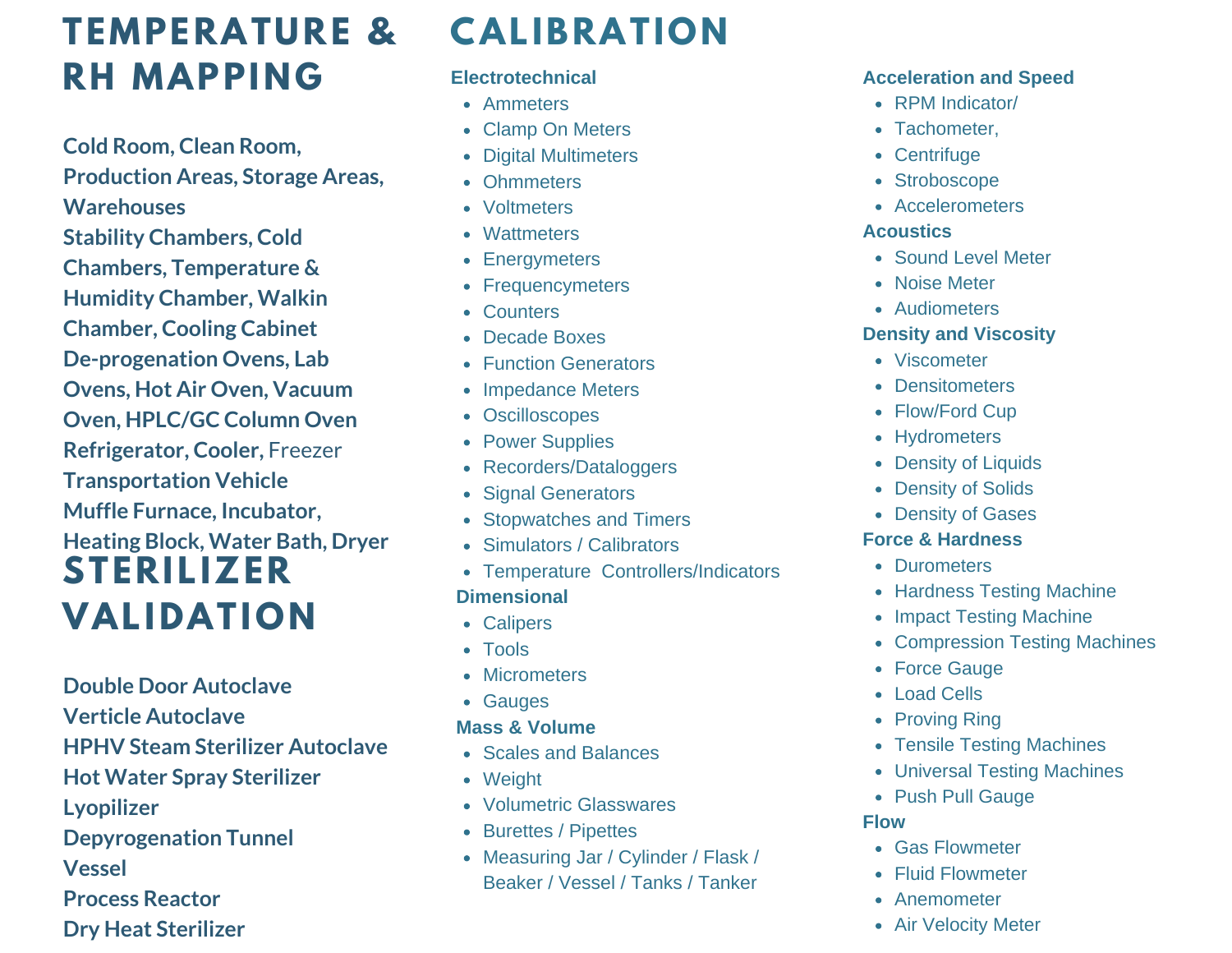# TEMPERATURE & RH MAPPING

**Cold Room, Clean Room, Production Areas, Storage Areas, Warehouses**
**Stability Chambers, Cold Chambers, Temperature & Humidity Chamber, Walkin Chamber, Cooling Cabinet**
**De-progenation Ovens, Lab Ovens, Hot Air Oven, Vacuum Oven, HPLC/GC Column Oven**
**Refrigerator, Cooler,** Freezer
**Transportation Vehicle**
**Muffle Furnace, Incubator, Heating Block, Water Bath, Dryer**

# STERILIZER VALIDATION

**Double Door Autoclave**
**Verticle Autoclave**
**HPHV Steam Sterilizer Autoclave**
**Hot Water Spray Sterilizer**
**Lyopilizer**
**Depyrogenation Tunnel**
**Vessel**
**Process Reactor**
**Dry Heat Sterilizer**

# CALIBRATION

**Electrotechnical**

- Ammeters
- Clamp On Meters
- Digital Multimeters
- Ohmmeters
- Voltmeters
- Wattmeters
- Energymeters
- Frequencymeters
- Counters
- Decade Boxes
- Function Generators
- Impedance Meters
- Oscilloscopes
- Power Supplies
- Recorders/Dataloggers
- Signal Generators
- Stopwatches and Timers
- Simulators / Calibrators
- Temperature Controllers/Indicators

**Dimensional**

- Calipers
- Tools
- Micrometers
- Gauges

**Mass & Volume**

- Scales and Balances
- Weight
- Volumetric Glasswares
- Burettes / Pipettes
- Measuring Jar / Cylinder / Flask / Beaker / Vessel / Tanks / Tanker

**Acceleration and Speed**

- RPM Indicator/
- Tachometer,
- Centrifuge
- Stroboscope
- Accelerometers

**Acoustics**

- Sound Level Meter
- Noise Meter
- Audiometers

**Density and Viscosity**

- Viscometer
- Densitometers
- Flow/Ford Cup
- Hydrometers
- Density of Liquids
- Density of Solids
- Density of Gases

**Force & Hardness**

- Durometers
- Hardness Testing Machine
- Impact Testing Machine
- Compression Testing Machines
- Force Gauge
- Load Cells
- Proving Ring
- Tensile Testing Machines
- Universal Testing Machines
- Push Pull Gauge

**Flow**

- Gas Flowmeter
- Fluid Flowmeter
- Anemometer
- Air Velocity Meter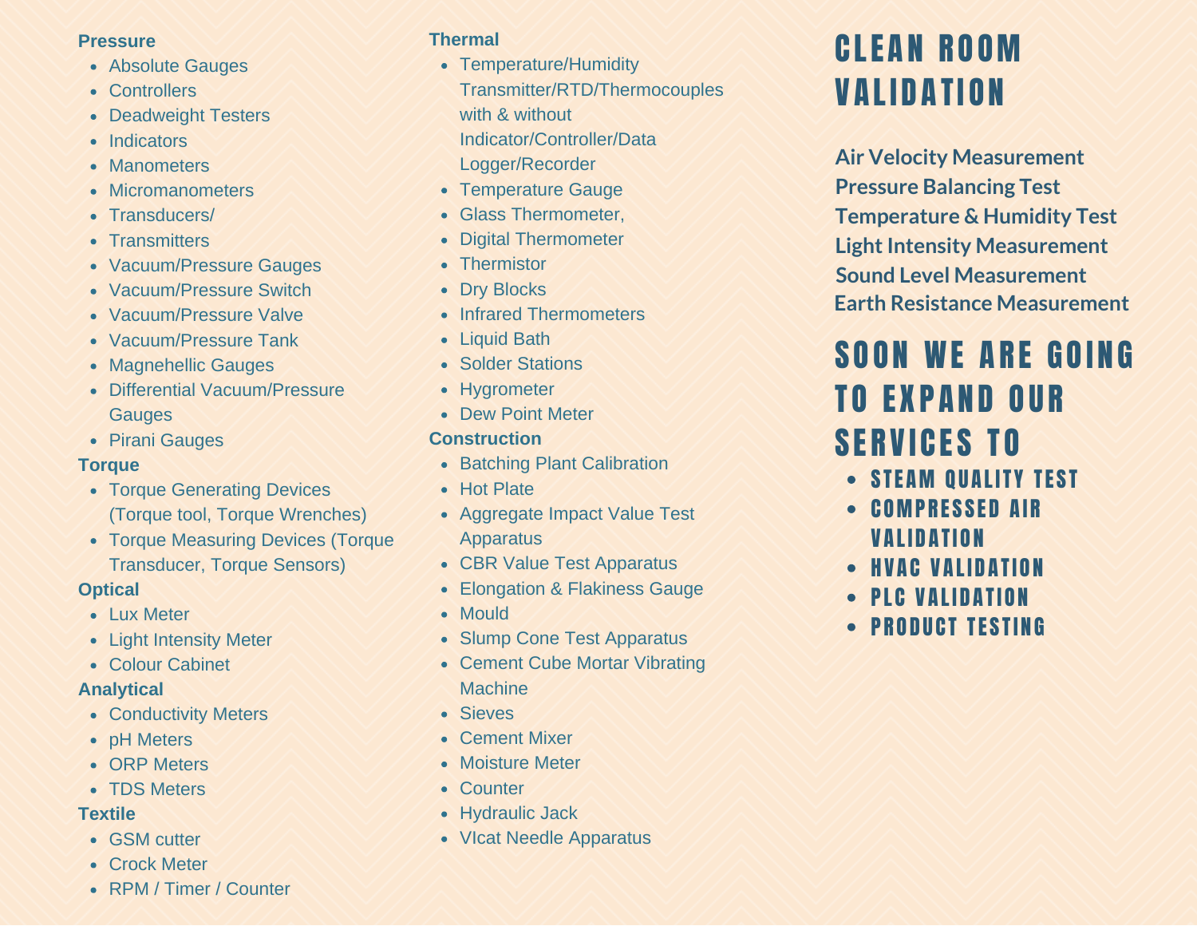**Pressure**

- Absolute Gauges
- Controllers
- Deadweight Testers
- Indicators
- Manometers
- Micromanometers
- Transducers/
- Transmitters
- Vacuum/Pressure Gauges
- Vacuum/Pressure Switch
- Vacuum/Pressure Valve
- Vacuum/Pressure Tank
- Magnehellic Gauges
- Differential Vacuum/Pressure Gauges
- Pirani Gauges

**Torque**

- Torque Generating Devices (Torque tool, Torque Wrenches)
- Torque Measuring Devices (Torque Transducer, Torque Sensors)

**Optical**

- Lux Meter
- Light Intensity Meter
- Colour Cabinet

**Analytical**

- Conductivity Meters
- pH Meters
- ORP Meters
- TDS Meters

**Textile**

- GSM cutter
- Crock Meter
- RPM / Timer / Counter

**Thermal**

- Temperature/Humidity Transmitter/RTD/Thermocouples with & without Indicator/Controller/Data Logger/Recorder
- Temperature Gauge
- Glass Thermometer,
- Digital Thermometer
- Thermistor
- Dry Blocks
- Infrared Thermometers
- Liquid Bath
- Solder Stations
- Hygrometer
- Dew Point Meter

**Construction**

- Batching Plant Calibration
- Hot Plate
- Aggregate Impact Value Test Apparatus
- CBR Value Test Apparatus
- Elongation & Flakiness Gauge
- Mould
- Slump Cone Test Apparatus
- Cement Cube Mortar Vibrating Machine
- Sieves
- Cement Mixer
- Moisture Meter
- Counter
- Hydraulic Jack
- VIcat Needle Apparatus

# CLEAN ROOM VALIDATION

**Air Velocity Measurement**
**Pressure Balancing Test**
**Temperature & Humidity Test**
**Light Intensity Measurement**
**Sound Level Measurement**
**Earth Resistance Measurement**

# SOON WE ARE GOING TO EXPAND OUR SERVICES TO

- **STEAM QUALITY TEST**
- **COMPRESSED AIR VALIDATION**
- **HVAC VALIDATION**
- **PLC VALIDATION**
- **PRODUCT TESTING**